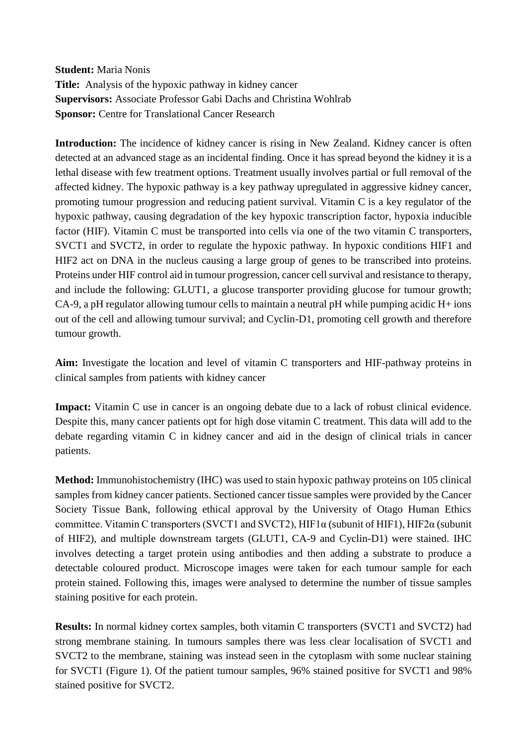**Student:** Maria Nonis
**Title:** Analysis of the hypoxic pathway in kidney cancer
**Supervisors:** Associate Professor Gabi Dachs and Christina Wohlrab
**Sponsor:** Centre for Translational Cancer Research

**Introduction:** The incidence of kidney cancer is rising in New Zealand. Kidney cancer is often detected at an advanced stage as an incidental finding. Once it has spread beyond the kidney it is a lethal disease with few treatment options. Treatment usually involves partial or full removal of the affected kidney. The hypoxic pathway is a key pathway upregulated in aggressive kidney cancer, promoting tumour progression and reducing patient survival. Vitamin C is a key regulator of the hypoxic pathway, causing degradation of the key hypoxic transcription factor, hypoxia inducible factor (HIF). Vitamin C must be transported into cells via one of the two vitamin C transporters, SVCT1 and SVCT2, in order to regulate the hypoxic pathway. In hypoxic conditions HIF1 and HIF2 act on DNA in the nucleus causing a large group of genes to be transcribed into proteins. Proteins under HIF control aid in tumour progression, cancer cell survival and resistance to therapy, and include the following: GLUT1, a glucose transporter providing glucose for tumour growth; CA-9, a pH regulator allowing tumour cells to maintain a neutral pH while pumping acidic $H^+$ ions out of the cell and allowing tumour survival; and Cyclin-D1, promoting cell growth and therefore tumour growth.

**Aim:** Investigate the location and level of vitamin C transporters and HIF-pathway proteins in clinical samples from patients with kidney cancer

**Impact:** Vitamin C use in cancer is an ongoing debate due to a lack of robust clinical evidence. Despite this, many cancer patients opt for high dose vitamin C treatment. This data will add to the debate regarding vitamin C in kidney cancer and aid in the design of clinical trials in cancer patients.

**Method:** Immunohistochemistry (IHC) was used to stain hypoxic pathway proteins on 105 clinical samples from kidney cancer patients. Sectioned cancer tissue samples were provided by the Cancer Society Tissue Bank, following ethical approval by the University of Otago Human Ethics committee. Vitamin C transporters (SVCT1 and SVCT2), HIF1α (subunit of HIF1), HIF2α (subunit of HIF2), and multiple downstream targets (GLUT1, CA-9 and Cyclin-D1) were stained. IHC involves detecting a target protein using antibodies and then adding a substrate to produce a detectable coloured product. Microscope images were taken for each tumour sample for each protein stained. Following this, images were analysed to determine the number of tissue samples staining positive for each protein.

**Results:** In normal kidney cortex samples, both vitamin C transporters (SVCT1 and SVCT2) had strong membrane staining. In tumours samples there was less clear localisation of SVCT1 and SVCT2 to the membrane, staining was instead seen in the cytoplasm with some nuclear staining for SVCT1 (Figure 1). Of the patient tumour samples, 96% stained positive for SVCT1 and 98% stained positive for SVCT2.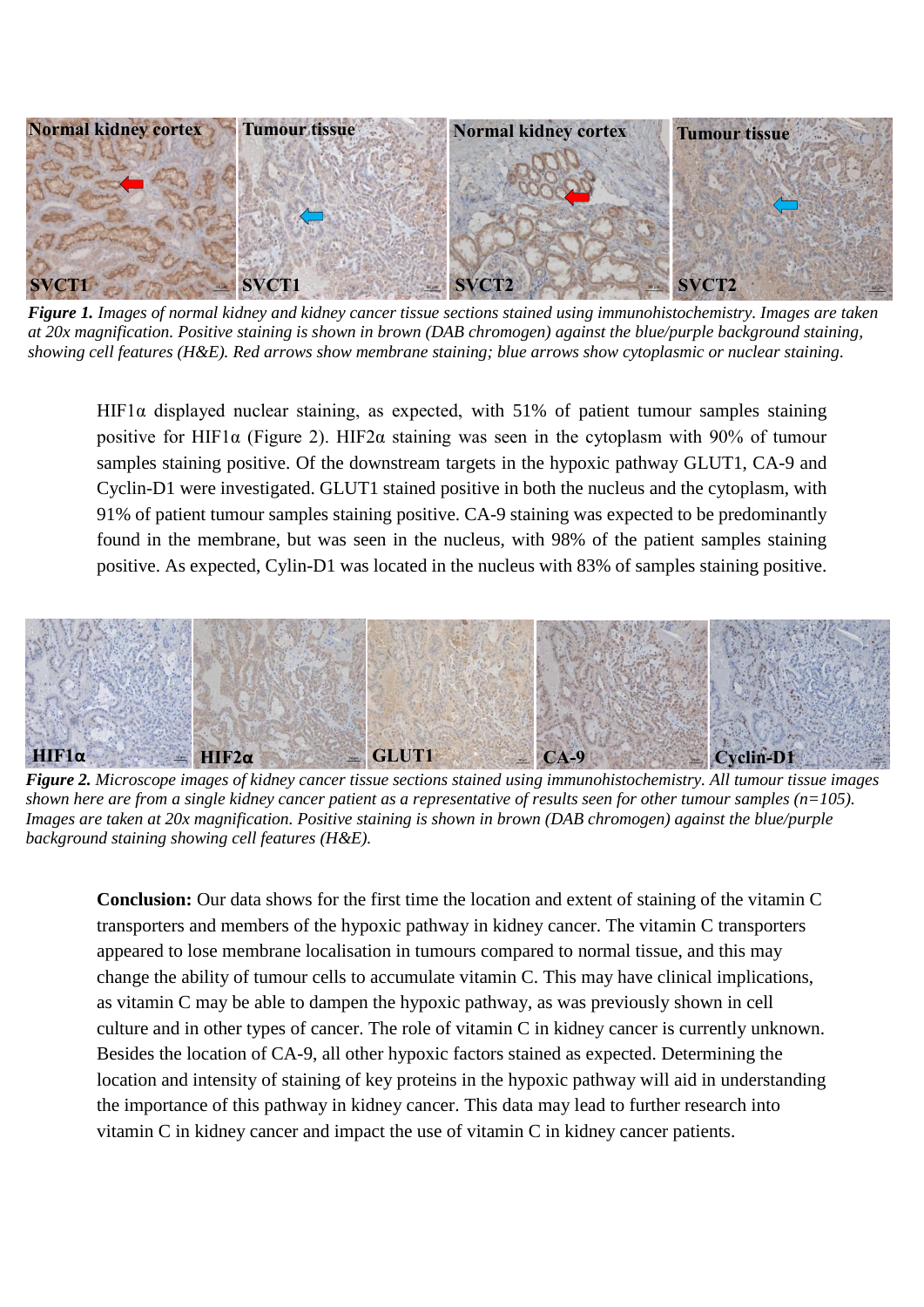Normal kidney cortex

Tumour tissue

Normal kidney cortex

Tumour tissue

SVCT1

SVCT1

SVCT2

SVCT2

***Figure 1.*** *Images of normal kidney and kidney cancer tissue sections stained using immunohistochemistry. Images are taken at 20x magnification. Positive staining is shown in brown (DAB chromogen) against the blue/purple background staining, showing cell features (H&E). Red arrows show membrane staining; blue arrows show cytoplasmic or nuclear staining.*

HIF1α displayed nuclear staining, as expected, with 51% of patient tumour samples staining positive for HIF1α (Figure 2). HIF2α staining was seen in the cytoplasm with 90% of tumour samples staining positive. Of the downstream targets in the hypoxic pathway GLUT1, CA-9 and Cyclin-D1 were investigated. GLUT1 stained positive in both the nucleus and the cytoplasm, with 91% of patient tumour samples staining positive. CA-9 staining was expected to be predominantly found in the membrane, but was seen in the nucleus, with 98% of the patient samples staining positive. As expected, Cylin-D1 was located in the nucleus with 83% of samples staining positive.

HIF1α

HIF2α

GLUT1

CA-9

Cyclin-D1

***Figure 2.*** *Microscope images of kidney cancer tissue sections stained using immunohistochemistry. All tumour tissue images shown here are from a single kidney cancer patient as a representative of results seen for other tumour samples (n=105). Images are taken at 20x magnification. Positive staining is shown in brown (DAB chromogen) against the blue/purple background staining showing cell features (H&E).*

**Conclusion:** Our data shows for the first time the location and extent of staining of the vitamin C transporters and members of the hypoxic pathway in kidney cancer. The vitamin C transporters appeared to lose membrane localisation in tumours compared to normal tissue, and this may change the ability of tumour cells to accumulate vitamin C. This may have clinical implications, as vitamin C may be able to dampen the hypoxic pathway, as was previously shown in cell culture and in other types of cancer. The role of vitamin C in kidney cancer is currently unknown. Besides the location of CA-9, all other hypoxic factors stained as expected. Determining the location and intensity of staining of key proteins in the hypoxic pathway will aid in understanding the importance of this pathway in kidney cancer. This data may lead to further research into vitamin C in kidney cancer and impact the use of vitamin C in kidney cancer patients.